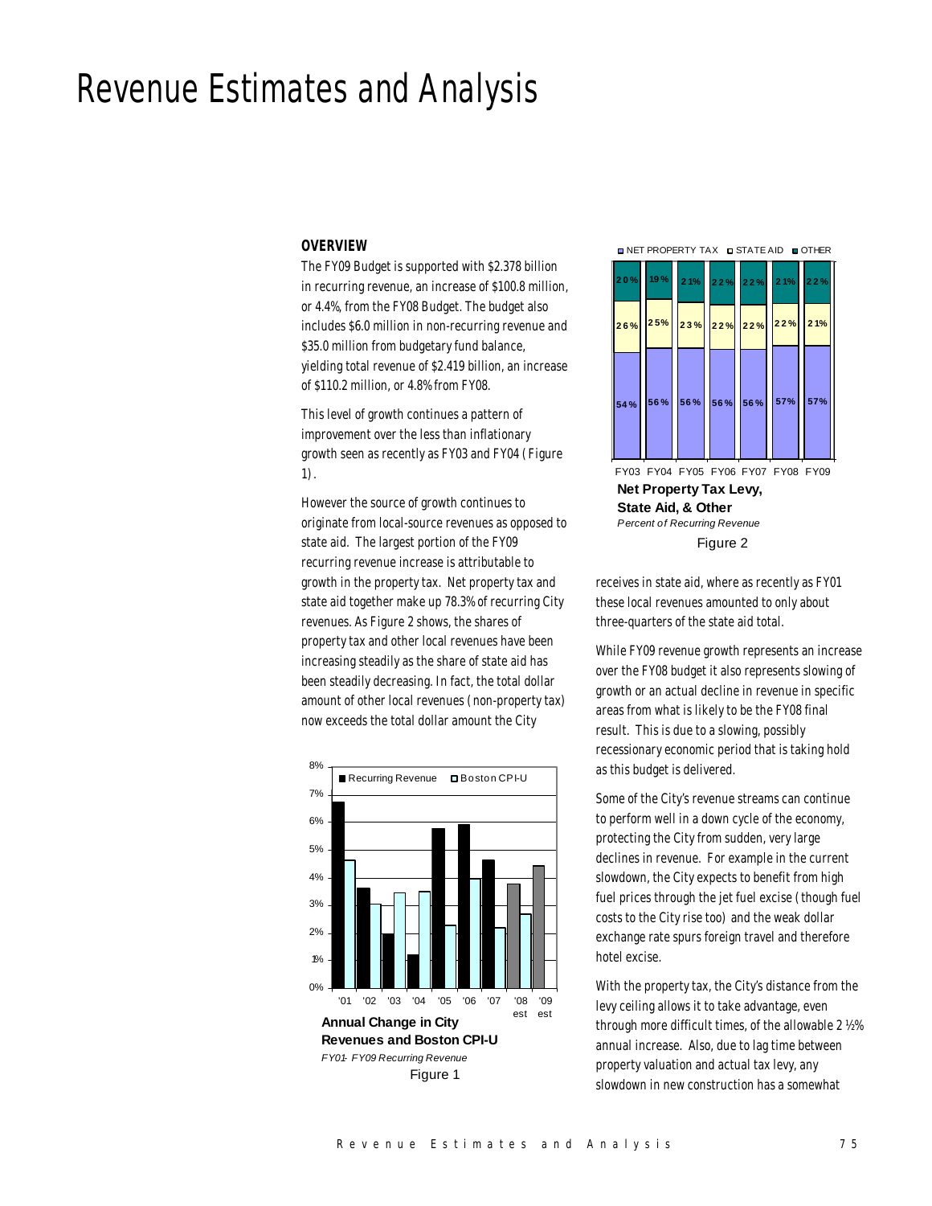# Revenue Estimates and Analysis

## OVERVIEW

The FY09 Budget is supported with $2.378 billion in recurring revenue, an increase of $100.8 million, or 4.4%, from the FY08 Budget. The budget also includes $6.0 million in non-recurring revenue and $35.0 million from budgetary fund balance, yielding total revenue of $2.419 billion, an increase of $110.2 million, or 4.8% from FY08.

This level of growth continues a pattern of improvement over the less than inflationary growth seen as recently as FY03 and FY04 (Figure 1).

However the source of growth continues to originate from local-source revenues as opposed to state aid. The largest portion of the FY09 recurring revenue increase is attributable to growth in the property tax. Net property tax and state aid together make up 78.3% of recurring City revenues. As Figure 2 shows, the shares of property tax and other local revenues have been increasing steadily as the share of state aid has been steadily decreasing. In fact, the total dollar amount of other local revenues (non-property tax) now exceeds the total dollar amount the City receives in state aid, where as recently as FY01 these local revenues amounted to only about three-quarters of the state aid total.

**Annual Change in City Revenues and Boston CPI-U**
*FY01- FY09 Recurring Revenue*
Figure 1

**Net Property Tax Levy, State Aid, & Other**
*Percent of Recurring Revenue*
Figure 2

| | FY03 | FY04 | FY05 | FY06 | FY07 | FY08 | FY09 |
|---|---|---|---|---|---|---|---|
| OTHER | 20% | 19% | 21% | 22% | 22% | 21% | 22% |
| STATE AID | 26% | 25% | 23% | 22% | 22% | 22% | 21% |
| NET PROPERTY TAX | 54% | 56% | 56% | 56% | 56% | 57% | 57% |

While FY09 revenue growth represents an increase over the FY08 budget it also represents slowing of growth or an actual decline in revenue in specific areas from what is likely to be the FY08 final result. This is due to a slowing, possibly recessionary economic period that is taking hold as this budget is delivered.

Some of the City's revenue streams can continue to perform well in a down cycle of the economy, protecting the City from sudden, very large declines in revenue. For example in the current slowdown, the City expects to benefit from high fuel prices through the jet fuel excise (though fuel costs to the City rise too) and the weak dollar exchange rate spurs foreign travel and therefore hotel excise.

With the property tax, the City's distance from the levy ceiling allows it to take advantage, even through more difficult times, of the allowable 2 ½% annual increase. Also, due to lag time between property valuation and actual tax levy, any slowdown in new construction has a somewhat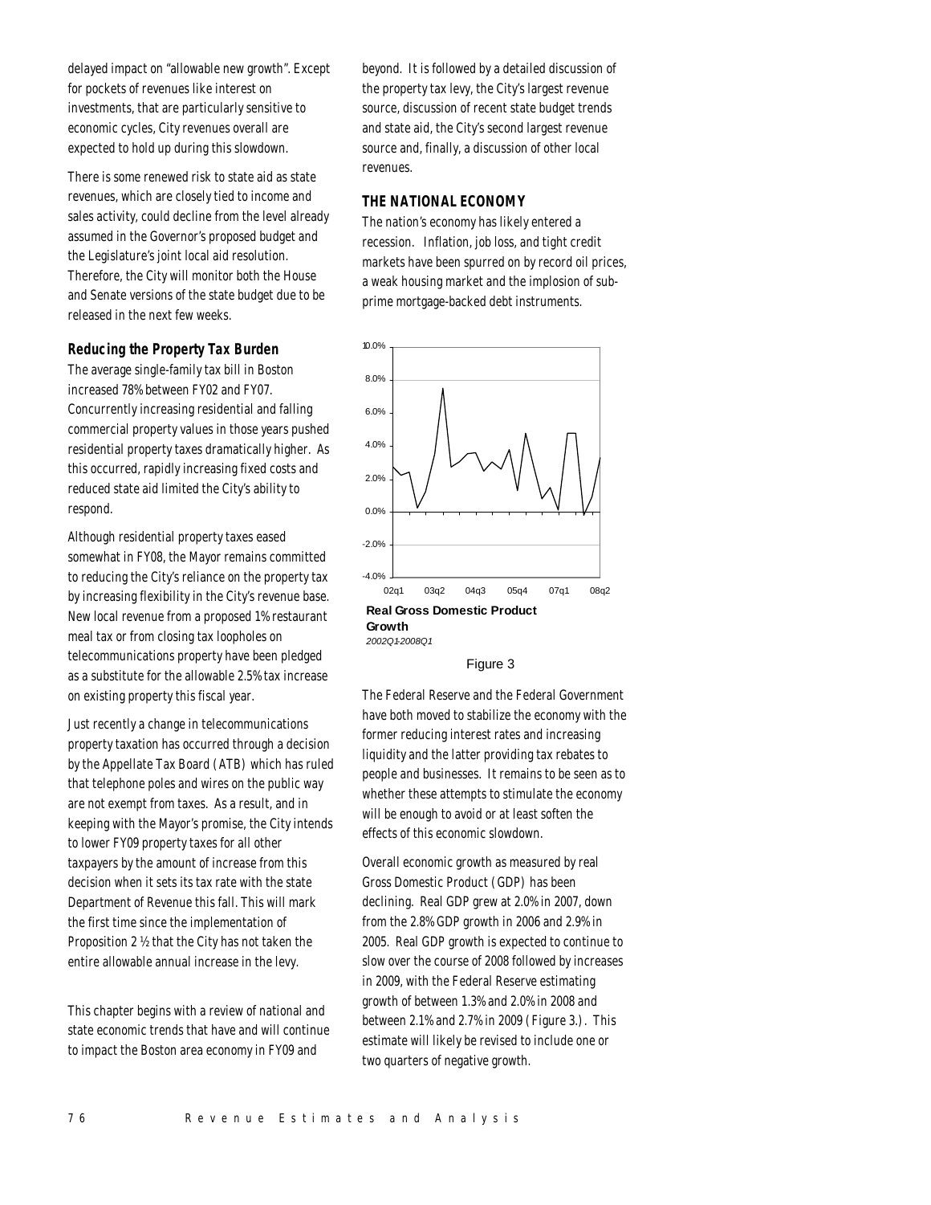delayed impact on "allowable new growth". Except for pockets of revenues like interest on investments, that are particularly sensitive to economic cycles, City revenues overall are expected to hold up during this slowdown.

There is some renewed risk to state aid as state revenues, which are closely tied to income and sales activity, could decline from the level already assumed in the Governor's proposed budget and the Legislature's joint local aid resolution. Therefore, the City will monitor both the House and Senate versions of the state budget due to be released in the next few weeks.

### Reducing the Property Tax Burden

The average single-family tax bill in Boston increased 78% between FY02 and FY07. Concurrently increasing residential and falling commercial property values in those years pushed residential property taxes dramatically higher. As this occurred, rapidly increasing fixed costs and reduced state aid limited the City's ability to respond.

Although residential property taxes eased somewhat in FY08, the Mayor remains committed to reducing the City's reliance on the property tax by increasing flexibility in the City's revenue base. New local revenue from a proposed 1% restaurant meal tax or from closing tax loopholes on telecommunications property have been pledged as a substitute for the allowable 2.5% tax increase on existing property this fiscal year.

Just recently a change in telecommunications property taxation has occurred through a decision by the Appellate Tax Board (ATB) which has ruled that telephone poles and wires on the public way are not exempt from taxes. As a result, and in keeping with the Mayor's promise, the City intends to lower FY09 property taxes for all other taxpayers by the amount of increase from this decision when it sets its tax rate with the state Department of Revenue this fall. This will mark the first time since the implementation of Proposition 2 ½ that the City has not taken the entire allowable annual increase in the levy.

This chapter begins with a review of national and state economic trends that have and will continue to impact the Boston area economy in FY09 and beyond. It is followed by a detailed discussion of the property tax levy, the City's largest revenue source, discussion of recent state budget trends and state aid, the City's second largest revenue source and, finally, a discussion of other local revenues.

### THE NATIONAL ECONOMY

The nation's economy has likely entered a recession. Inflation, job loss, and tight credit markets have been spurred on by record oil prices, a weak housing market and the implosion of sub-prime mortgage-backed debt instruments.

**Real Gross Domestic Product Growth**
*2002Q1-2008Q1*

Figure 3

The Federal Reserve and the Federal Government have both moved to stabilize the economy with the former reducing interest rates and increasing liquidity and the latter providing tax rebates to people and businesses. It remains to be seen as to whether these attempts to stimulate the economy will be enough to avoid or at least soften the effects of this economic slowdown.

Overall economic growth as measured by real Gross Domestic Product (GDP) has been declining. Real GDP grew at 2.0% in 2007, down from the 2.8% GDP growth in 2006 and 2.9% in 2005. Real GDP growth is expected to continue to slow over the course of 2008 followed by increases in 2009, with the Federal Reserve estimating growth of between 1.3% and 2.0% in 2008 and between 2.1% and 2.7% in 2009 (Figure 3.). This estimate will likely be revised to include one or two quarters of negative growth.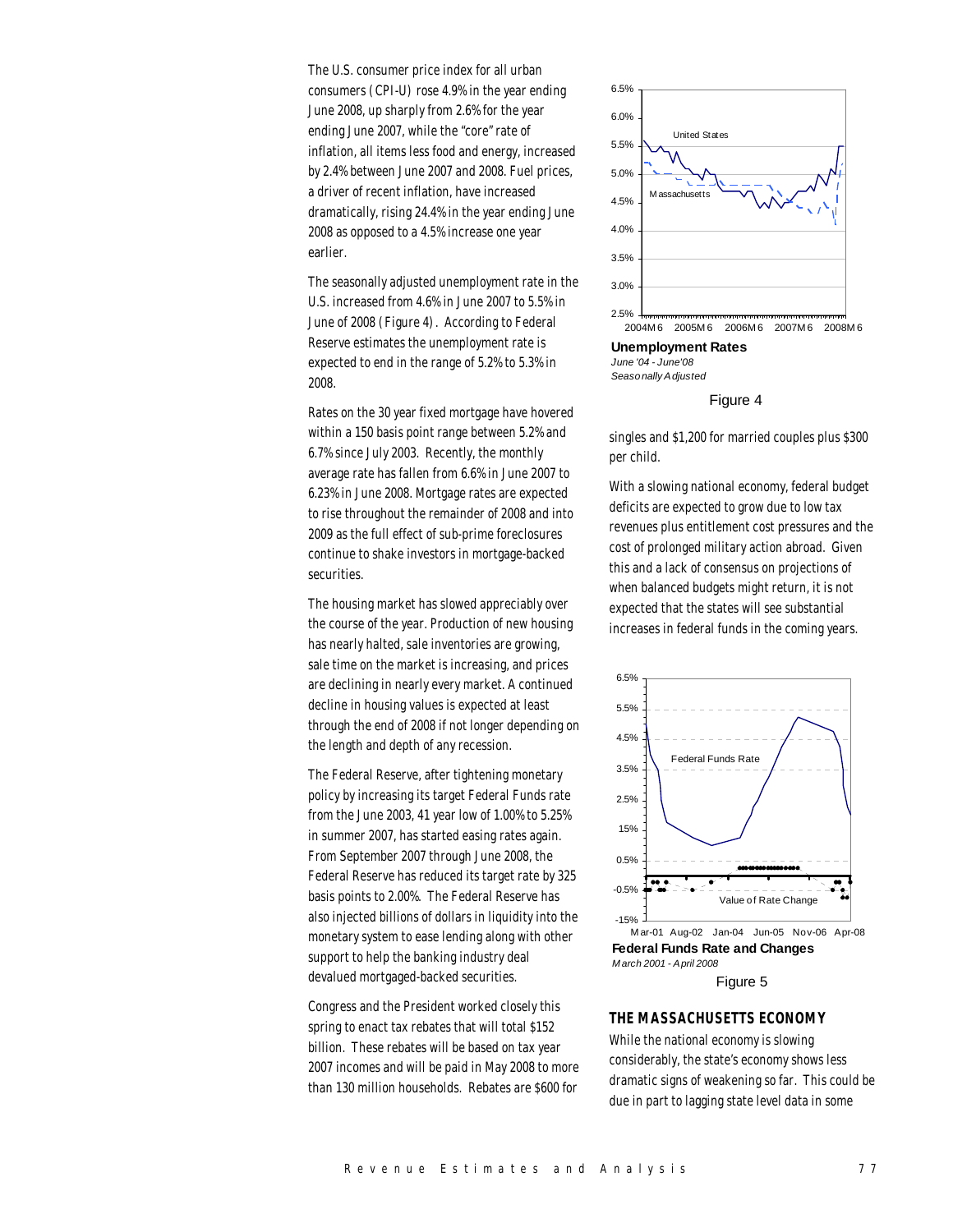The U.S. consumer price index for all urban consumers (CPI-U) rose 4.9% in the year ending June 2008, up sharply from 2.6% for the year ending June 2007, while the "core" rate of inflation, all items less food and energy, increased by 2.4% between June 2007 and 2008. Fuel prices, a driver of recent inflation, have increased dramatically, rising 24.4% in the year ending June 2008 as opposed to a 4.5% increase one year earlier.

The seasonally adjusted unemployment rate in the U.S. increased from 4.6% in June 2007 to 5.5% in June of 2008 (Figure 4). According to Federal Reserve estimates the unemployment rate is expected to end in the range of 5.2% to 5.3% in 2008.

Rates on the 30 year fixed mortgage have hovered within a 150 basis point range between 5.2% and 6.7% since July 2003. Recently, the monthly average rate has fallen from 6.6% in June 2007 to 6.23% in June 2008. Mortgage rates are expected to rise throughout the remainder of 2008 and into 2009 as the full effect of sub-prime foreclosures continue to shake investors in mortgage-backed securities.

The housing market has slowed appreciably over the course of the year. Production of new housing has nearly halted, sale inventories are growing, sale time on the market is increasing, and prices are declining in nearly every market. A continued decline in housing values is expected at least through the end of 2008 if not longer depending on the length and depth of any recession.

The Federal Reserve, after tightening monetary policy by increasing its target Federal Funds rate from the June 2003, 41 year low of 1.00% to 5.25% in summer 2007, has started easing rates again. From September 2007 through June 2008, the Federal Reserve has reduced its target rate by 325 basis points to 2.00%. The Federal Reserve has also injected billions of dollars in liquidity into the monetary system to ease lending along with other support to help the banking industry deal devalued mortgaged-backed securities.

Congress and the President worked closely this spring to enact tax rebates that will total $152 billion. These rebates will be based on tax year 2007 incomes and will be paid in May 2008 to more than 130 million households. Rebates are $600 for singles and $1,200 for married couples plus $300 per child.

**Unemployment Rates**
*June '04 - June'08*
*Seasonally Adjusted*

Figure 4

With a slowing national economy, federal budget deficits are expected to grow due to low tax revenues plus entitlement cost pressures and the cost of prolonged military action abroad. Given this and a lack of consensus on projections of when balanced budgets might return, it is not expected that the states will see substantial increases in federal funds in the coming years.

**Federal Funds Rate and Changes**
*March 2001 - April 2008*

Figure 5

## THE MASSACHUSETTS ECONOMY

While the national economy is slowing considerably, the state's economy shows less dramatic signs of weakening so far. This could be due in part to lagging state level data in some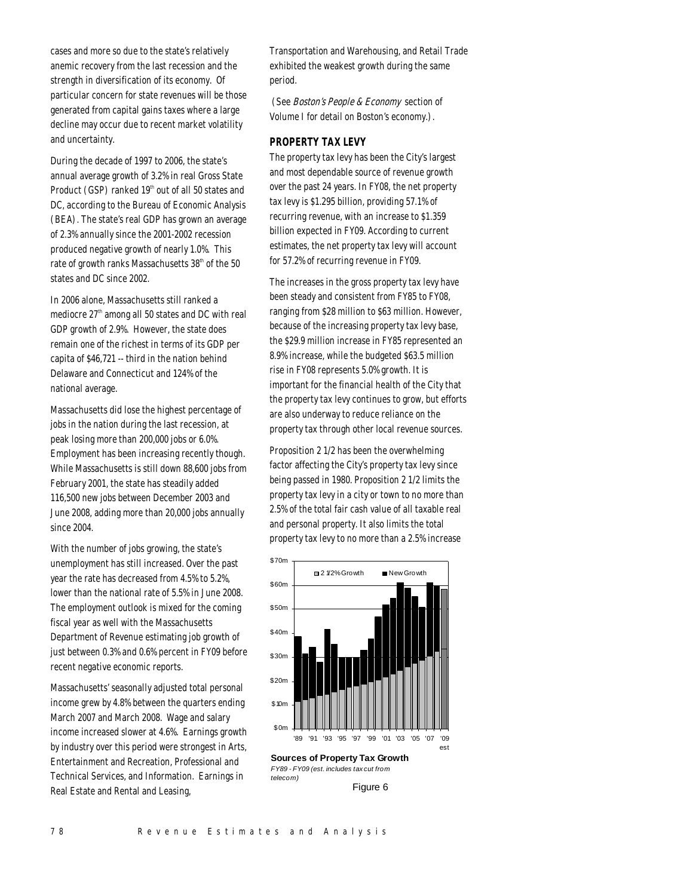cases and more so due to the state's relatively anemic recovery from the last recession and the strength in diversification of its economy. Of particular concern for state revenues will be those generated from capital gains taxes where a large decline may occur due to recent market volatility and uncertainty.

During the decade of 1997 to 2006, the state's annual average growth of 3.2% in real Gross State Product (GSP) ranked 19th out of all 50 states and DC, according to the Bureau of Economic Analysis (BEA). The state's real GDP has grown an average of 2.3% annually since the 2001-2002 recession produced negative growth of nearly 1.0%. This rate of growth ranks Massachusetts 38th of the 50 states and DC since 2002.

In 2006 alone, Massachusetts still ranked a mediocre 27th among all 50 states and DC with real GDP growth of 2.9%. However, the state does remain one of the richest in terms of its GDP per capita of $46,721 -- third in the nation behind Delaware and Connecticut and 124% of the national average.

Massachusetts did lose the highest percentage of jobs in the nation during the last recession, at peak losing more than 200,000 jobs or 6.0%. Employment has been increasing recently though. While Massachusetts is still down 88,600 jobs from February 2001, the state has steadily added 116,500 new jobs between December 2003 and June 2008, adding more than 20,000 jobs annually since 2004.

With the number of jobs growing, the state's unemployment has still increased. Over the past year the rate has decreased from 4.5% to 5.2%, lower than the national rate of 5.5% in June 2008. The employment outlook is mixed for the coming fiscal year as well with the Massachusetts Department of Revenue estimating job growth of just between 0.3% and 0.6% percent in FY09 before recent negative economic reports.

Massachusetts' seasonally adjusted total personal income grew by 4.8% between the quarters ending March 2007 and March 2008. Wage and salary income increased slower at 4.6%. Earnings growth by industry over this period were strongest in Arts, Entertainment and Recreation, Professional and Technical Services, and Information. Earnings in Real Estate and Rental and Leasing, Transportation and Warehousing, and Retail Trade exhibited the weakest growth during the same period.

(See *Boston's People & Economy* section of Volume I for detail on Boston's economy.).

## PROPERTY TAX LEVY

The property tax levy has been the City's largest and most dependable source of revenue growth over the past 24 years. In FY08, the net property tax levy is $1.295 billion, providing 57.1% of recurring revenue, with an increase to $1.359 billion expected in FY09. According to current estimates, the net property tax levy will account for 57.2% of recurring revenue in FY09.

The increases in the gross property tax levy have been steady and consistent from FY85 to FY08, ranging from $28 million to $63 million. However, because of the increasing property tax levy base, the $29.9 million increase in FY85 represented an 8.9% increase, while the budgeted $63.5 million rise in FY08 represents 5.0% growth. It is important for the financial health of the City that the property tax levy continues to grow, but efforts are also underway to reduce reliance on the property tax through other local revenue sources.

Proposition 2 1/2 has been the overwhelming factor affecting the City's property tax levy since being passed in 1980. Proposition 2 1/2 limits the property tax levy in a city or town to no more than 2.5% of the total fair cash value of all taxable real and personal property. It also limits the total property tax levy to no more than a 2.5% increase

**Sources of Property Tax Growth**
*FY89 - FY09 (est. includes tax cut from telecom)*

Figure 6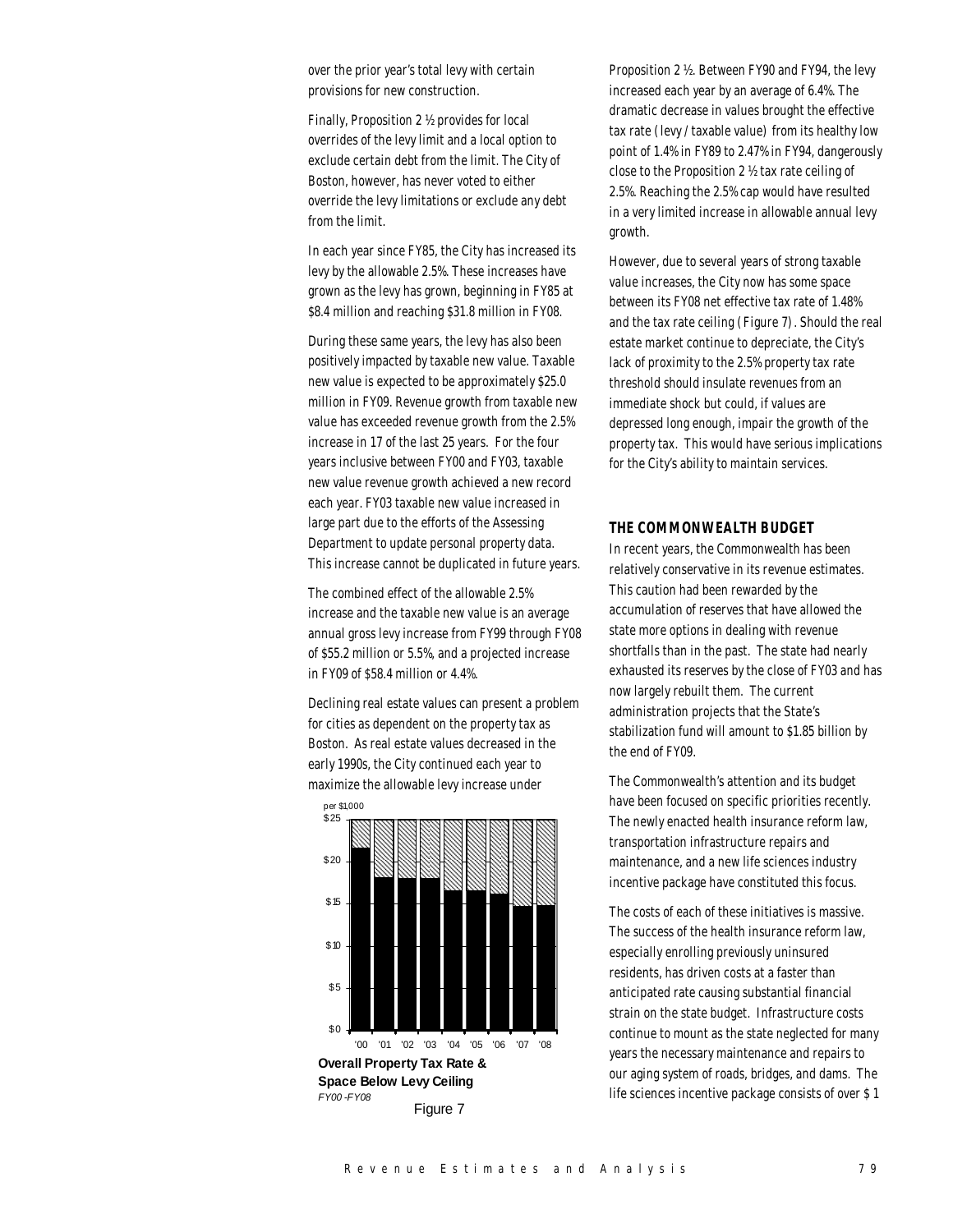over the prior year's total levy with certain provisions for new construction.

Finally, Proposition 2 ½ provides for local overrides of the levy limit and a local option to exclude certain debt from the limit. The City of Boston, however, has never voted to either override the levy limitations or exclude any debt from the limit.

In each year since FY85, the City has increased its levy by the allowable 2.5%. These increases have grown as the levy has grown, beginning in FY85 at $8.4 million and reaching $31.8 million in FY08.

During these same years, the levy has also been positively impacted by taxable new value. Taxable new value is expected to be approximately $25.0 million in FY09. Revenue growth from taxable new value has exceeded revenue growth from the 2.5% increase in 17 of the last 25 years. For the four years inclusive between FY00 and FY03, taxable new value revenue growth achieved a new record each year. FY03 taxable new value increased in large part due to the efforts of the Assessing Department to update personal property data. This increase cannot be duplicated in future years.

The combined effect of the allowable 2.5% increase and the taxable new value is an average annual gross levy increase from FY99 through FY08 of $55.2 million or 5.5%, and a projected increase in FY09 of $58.4 million or 4.4%.

Declining real estate values can present a problem for cities as dependent on the property tax as Boston. As real estate values decreased in the early 1990s, the City continued each year to maximize the allowable levy increase under Proposition 2 ½. Between FY90 and FY94, the levy increased each year by an average of 6.4%. The dramatic decrease in values brought the effective tax rate (levy / taxable value) from its healthy low point of 1.4% in FY89 to 2.47% in FY94, dangerously close to the Proposition 2 ½ tax rate ceiling of 2.5%. Reaching the 2.5% cap would have resulted in a very limited increase in allowable annual levy growth.

However, due to several years of strong taxable value increases, the City now has some space between its FY08 net effective tax rate of 1.48% and the tax rate ceiling (Figure 7). Should the real estate market continue to depreciate, the City's lack of proximity to the 2.5% property tax rate threshold should insulate revenues from an immediate shock but could, if values are depressed long enough, impair the growth of the property tax. This would have serious implications for the City's ability to maintain services.

**Overall Property Tax Rate & Space Below Levy Ceiling**
*FY00 -FY08*

Figure 7

### THE COMMONWEALTH BUDGET

In recent years, the Commonwealth has been relatively conservative in its revenue estimates. This caution had been rewarded by the accumulation of reserves that have allowed the state more options in dealing with revenue shortfalls than in the past. The state had nearly exhausted its reserves by the close of FY03 and has now largely rebuilt them. The current administration projects that the State's stabilization fund will amount to $1.85 billion by the end of FY09.

The Commonwealth's attention and its budget have been focused on specific priorities recently. The newly enacted health insurance reform law, transportation infrastructure repairs and maintenance, and a new life sciences industry incentive package have constituted this focus.

The costs of each of these initiatives is massive. The success of the health insurance reform law, especially enrolling previously uninsured residents, has driven costs at a faster than anticipated rate causing substantial financial strain on the state budget. Infrastructure costs continue to mount as the state neglected for many years the necessary maintenance and repairs to our aging system of roads, bridges, and dams. The life sciences incentive package consists of over $ 1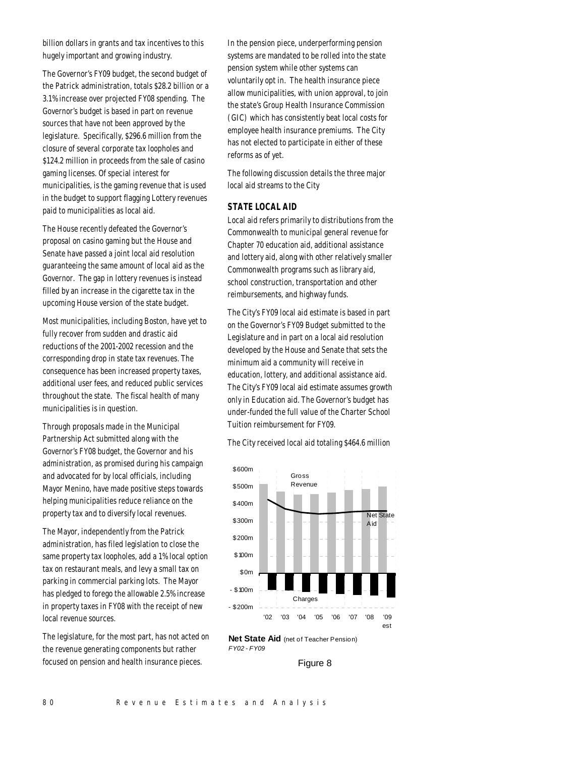billion dollars in grants and tax incentives to this hugely important and growing industry.

The Governor's FY09 budget, the second budget of the Patrick administration, totals $28.2 billion or a 3.1% increase over projected FY08 spending. The Governor's budget is based in part on revenue sources that have not been approved by the legislature. Specifically, $296.6 million from the closure of several corporate tax loopholes and $124.2 million in proceeds from the sale of casino gaming licenses. Of special interest for municipalities, is the gaming revenue that is used in the budget to support flagging Lottery revenues paid to municipalities as local aid.

The House recently defeated the Governor's proposal on casino gaming but the House and Senate have passed a joint local aid resolution guaranteeing the same amount of local aid as the Governor. The gap in lottery revenues is instead filled by an increase in the cigarette tax in the upcoming House version of the state budget.

Most municipalities, including Boston, have yet to fully recover from sudden and drastic aid reductions of the 2001-2002 recession and the corresponding drop in state tax revenues. The consequence has been increased property taxes, additional user fees, and reduced public services throughout the state. The fiscal health of many municipalities is in question.

Through proposals made in the Municipal Partnership Act submitted along with the Governor's FY08 budget, the Governor and his administration, as promised during his campaign and advocated for by local officials, including Mayor Menino, have made positive steps towards helping municipalities reduce reliance on the property tax and to diversify local revenues.

The Mayor, independently from the Patrick administration, has filed legislation to close the same property tax loopholes, add a 1% local option tax on restaurant meals, and levy a small tax on parking in commercial parking lots. The Mayor has pledged to forego the allowable 2.5% increase in property taxes in FY08 with the receipt of new local revenue sources.

The legislature, for the most part, has not acted on the revenue generating components but rather focused on pension and health insurance pieces.

In the pension piece, underperforming pension systems are mandated to be rolled into the state pension system while other systems can voluntarily opt in. The health insurance piece allow municipalities, with union approval, to join the state's Group Health Insurance Commission (GIC) which has consistently beat local costs for employee health insurance premiums. The City has not elected to participate in either of these reforms as of yet.

The following discussion details the three major local aid streams to the City

### STATE LOCAL AID

Local aid refers primarily to distributions from the Commonwealth to municipal general revenue for Chapter 70 education aid, additional assistance and lottery aid, along with other relatively smaller Commonwealth programs such as library aid, school construction, transportation and other reimbursements, and highway funds.

The City's FY09 local aid estimate is based in part on the Governor's FY09 Budget submitted to the Legislature and in part on a local aid resolution developed by the House and Senate that sets the minimum aid a community will receive in education, lottery, and additional assistance aid. The City's FY09 local aid estimate assumes growth only in Education aid. The Governor's budget has under-funded the full value of the Charter School Tuition reimbursement for FY09.

The City received local aid totaling $464.6 million

**Net State Aid** (net of Teacher Pension)
*FY02 - FY09*

Figure 8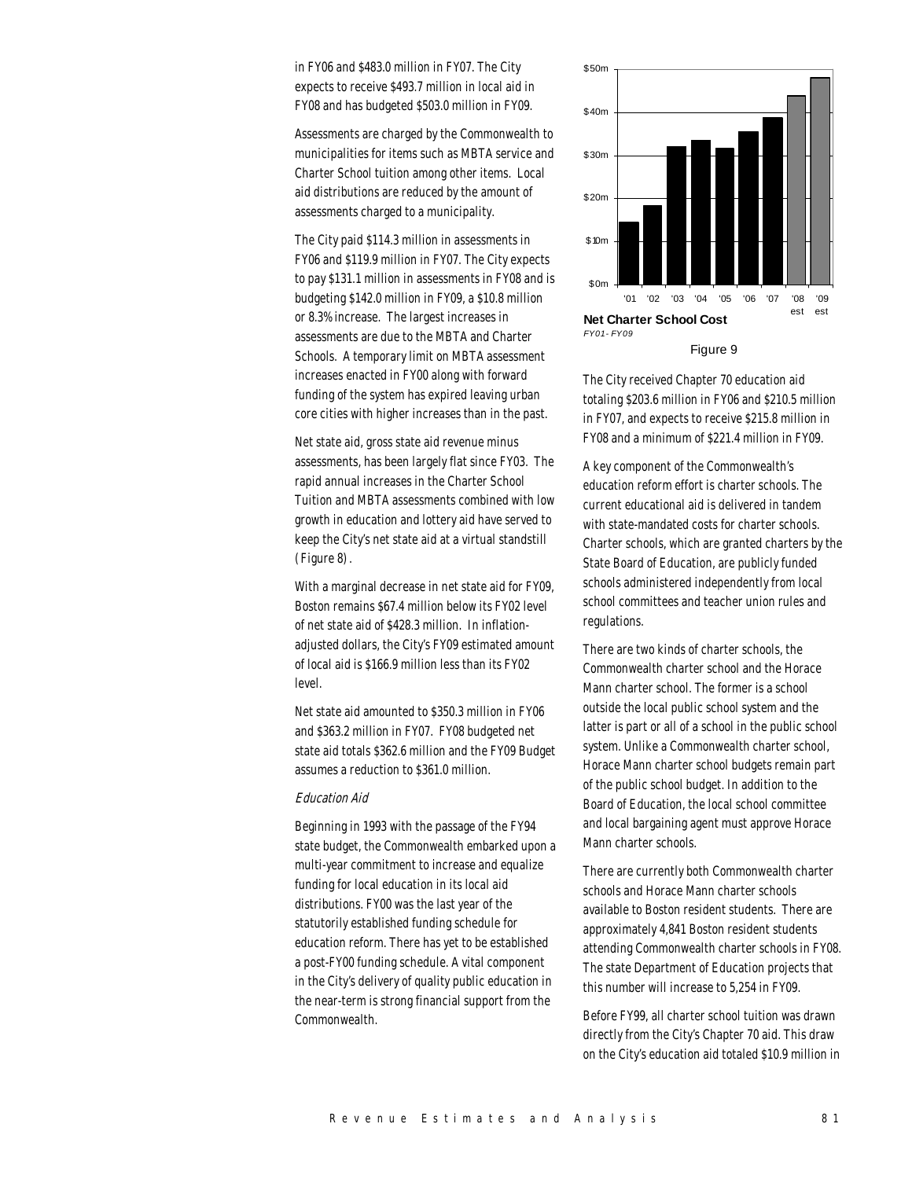in FY06 and $483.0 million in FY07. The City expects to receive $493.7 million in local aid in FY08 and has budgeted $503.0 million in FY09.

Assessments are charged by the Commonwealth to municipalities for items such as MBTA service and Charter School tuition among other items. Local aid distributions are reduced by the amount of assessments charged to a municipality.

The City paid $114.3 million in assessments in FY06 and $119.9 million in FY07. The City expects to pay $131.1 million in assessments in FY08 and is budgeting $142.0 million in FY09, a $10.8 million or 8.3% increase. The largest increases in assessments are due to the MBTA and Charter Schools. A temporary limit on MBTA assessment increases enacted in FY00 along with forward funding of the system has expired leaving urban core cities with higher increases than in the past.

Net state aid, gross state aid revenue minus assessments, has been largely flat since FY03. The rapid annual increases in the Charter School Tuition and MBTA assessments combined with low growth in education and lottery aid have served to keep the City's net state aid at a virtual standstill (Figure 8).

With a marginal decrease in net state aid for FY09, Boston remains $67.4 million below its FY02 level of net state aid of $428.3 million. In inflation-adjusted dollars, the City's FY09 estimated amount of local aid is $166.9 million less than its FY02 level.

Net state aid amounted to $350.3 million in FY06 and $363.2 million in FY07. FY08 budgeted net state aid totals $362.6 million and the FY09 Budget assumes a reduction to $361.0 million.

*Education Aid*

Beginning in 1993 with the passage of the FY94 state budget, the Commonwealth embarked upon a multi-year commitment to increase and equalize funding for local education in its local aid distributions. FY00 was the last year of the statutorily established funding schedule for education reform. There has yet to be established a post-FY00 funding schedule. A vital component in the City's delivery of quality public education in the near-term is strong financial support from the Commonwealth.

**Net Charter School Cost**
*FY01- FY09*

Figure 9

The City received Chapter 70 education aid totaling $203.6 million in FY06 and $210.5 million in FY07, and expects to receive $215.8 million in FY08 and a minimum of $221.4 million in FY09.

A key component of the Commonwealth's education reform effort is charter schools. The current educational aid is delivered in tandem with state-mandated costs for charter schools. Charter schools, which are granted charters by the State Board of Education, are publicly funded schools administered independently from local school committees and teacher union rules and regulations.

There are two kinds of charter schools, the Commonwealth charter school and the Horace Mann charter school. The former is a school outside the local public school system and the latter is part or all of a school in the public school system. Unlike a Commonwealth charter school, Horace Mann charter school budgets remain part of the public school budget. In addition to the Board of Education, the local school committee and local bargaining agent must approve Horace Mann charter schools.

There are currently both Commonwealth charter schools and Horace Mann charter schools available to Boston resident students. There are approximately 4,841 Boston resident students attending Commonwealth charter schools in FY08. The state Department of Education projects that this number will increase to 5,254 in FY09.

Before FY99, all charter school tuition was drawn directly from the City's Chapter 70 aid. This draw on the City's education aid totaled $10.9 million in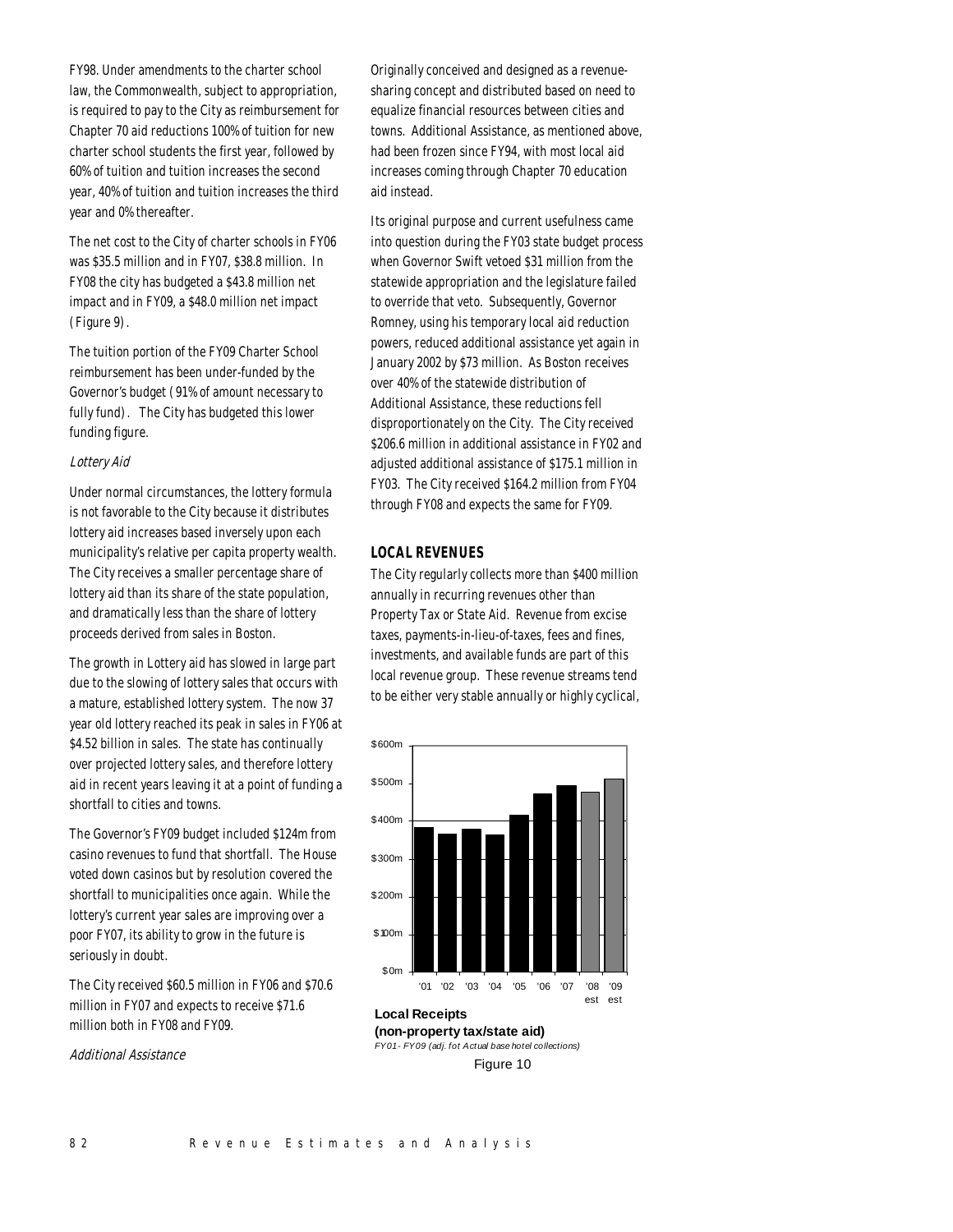FY98. Under amendments to the charter school law, the Commonwealth, subject to appropriation, is required to pay to the City as reimbursement for Chapter 70 aid reductions 100% of tuition for new charter school students the first year, followed by 60% of tuition and tuition increases the second year, 40% of tuition and tuition increases the third year and 0% thereafter.

The net cost to the City of charter schools in FY06 was $35.5 million and in FY07, $38.8 million. In FY08 the city has budgeted a $43.8 million net impact and in FY09, a $48.0 million net impact (Figure 9).

The tuition portion of the FY09 Charter School reimbursement has been under-funded by the Governor's budget (91% of amount necessary to fully fund). The City has budgeted this lower funding figure.

*Lottery Aid*

Under normal circumstances, the lottery formula is not favorable to the City because it distributes lottery aid increases based inversely upon each municipality's relative per capita property wealth. The City receives a smaller percentage share of lottery aid than its share of the state population, and dramatically less than the share of lottery proceeds derived from sales in Boston.

The growth in Lottery aid has slowed in large part due to the slowing of lottery sales that occurs with a mature, established lottery system. The now 37 year old lottery reached its peak in sales in FY06 at $4.52 billion in sales. The state has continually over projected lottery sales, and therefore lottery aid in recent years leaving it at a point of funding a shortfall to cities and towns.

The Governor's FY09 budget included $124m from casino revenues to fund that shortfall. The House voted down casinos but by resolution covered the shortfall to municipalities once again. While the lottery's current year sales are improving over a poor FY07, its ability to grow in the future is seriously in doubt.

The City received $60.5 million in FY06 and $70.6 million in FY07 and expects to receive $71.6 million both in FY08 and FY09.

*Additional Assistance*

Originally conceived and designed as a revenue-sharing concept and distributed based on need to equalize financial resources between cities and towns. Additional Assistance, as mentioned above, had been frozen since FY94, with most local aid increases coming through Chapter 70 education aid instead.

Its original purpose and current usefulness came into question during the FY03 state budget process when Governor Swift vetoed $31 million from the statewide appropriation and the legislature failed to override that veto. Subsequently, Governor Romney, using his temporary local aid reduction powers, reduced additional assistance yet again in January 2002 by $73 million. As Boston receives over 40% of the statewide distribution of Additional Assistance, these reductions fell disproportionately on the City. The City received $206.6 million in additional assistance in FY02 and adjusted additional assistance of $175.1 million in FY03. The City received $164.2 million from FY04 through FY08 and expects the same for FY09.

## LOCAL REVENUES

The City regularly collects more than $400 million annually in recurring revenues other than Property Tax or State Aid. Revenue from excise taxes, payments-in-lieu-of-taxes, fees and fines, investments, and available funds are part of this local revenue group. These revenue streams tend to be either very stable annually or highly cyclical,

**Local Receipts (non-property tax/state aid)**

*FY01 - FY09 (adj. fot Actual base hotel collections)*

Figure 10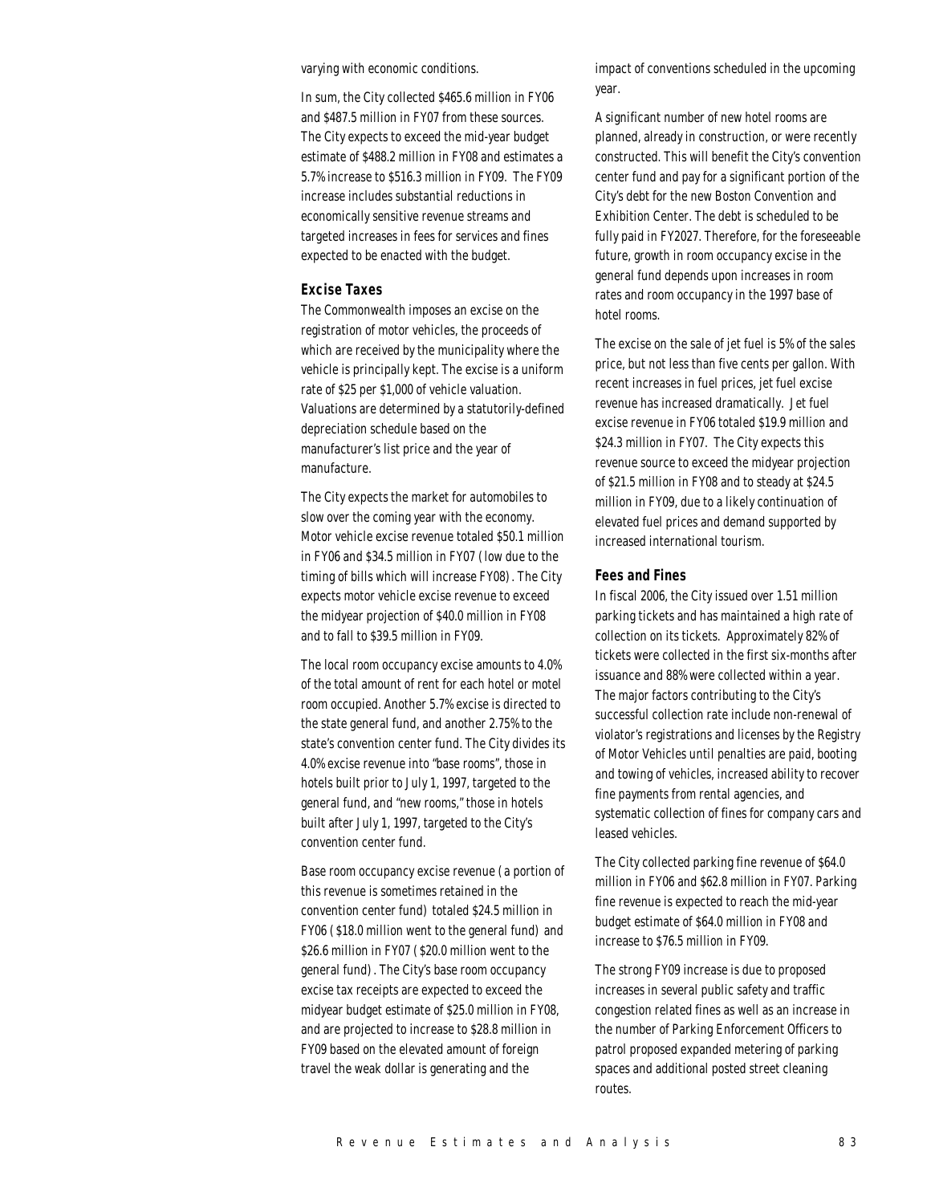varying with economic conditions.

In sum, the City collected $465.6 million in FY06 and $487.5 million in FY07 from these sources. The City expects to exceed the mid-year budget estimate of $488.2 million in FY08 and estimates a 5.7% increase to $516.3 million in FY09. The FY09 increase includes substantial reductions in economically sensitive revenue streams and targeted increases in fees for services and fines expected to be enacted with the budget.

### Excise Taxes

The Commonwealth imposes an excise on the registration of motor vehicles, the proceeds of which are received by the municipality where the vehicle is principally kept. The excise is a uniform rate of $25 per $1,000 of vehicle valuation. Valuations are determined by a statutorily-defined depreciation schedule based on the manufacturer's list price and the year of manufacture.

The City expects the market for automobiles to slow over the coming year with the economy. Motor vehicle excise revenue totaled $50.1 million in FY06 and $34.5 million in FY07 (low due to the timing of bills which will increase FY08). The City expects motor vehicle excise revenue to exceed the midyear projection of $40.0 million in FY08 and to fall to $39.5 million in FY09.

The local room occupancy excise amounts to 4.0% of the total amount of rent for each hotel or motel room occupied. Another 5.7% excise is directed to the state general fund, and another 2.75% to the state's convention center fund. The City divides its 4.0% excise revenue into "base rooms", those in hotels built prior to July 1, 1997, targeted to the general fund, and "new rooms," those in hotels built after July 1, 1997, targeted to the City's convention center fund.

Base room occupancy excise revenue (a portion of this revenue is sometimes retained in the convention center fund) totaled $24.5 million in FY06 ($18.0 million went to the general fund) and $26.6 million in FY07 ($20.0 million went to the general fund). The City's base room occupancy excise tax receipts are expected to exceed the midyear budget estimate of $25.0 million in FY08, and are projected to increase to $28.8 million in FY09 based on the elevated amount of foreign travel the weak dollar is generating and the impact of conventions scheduled in the upcoming year.

A significant number of new hotel rooms are planned, already in construction, or were recently constructed. This will benefit the City's convention center fund and pay for a significant portion of the City's debt for the new Boston Convention and Exhibition Center. The debt is scheduled to be fully paid in FY2027. Therefore, for the foreseeable future, growth in room occupancy excise in the general fund depends upon increases in room rates and room occupancy in the 1997 base of hotel rooms.

The excise on the sale of jet fuel is 5% of the sales price, but not less than five cents per gallon. With recent increases in fuel prices, jet fuel excise revenue has increased dramatically. Jet fuel excise revenue in FY06 totaled $19.9 million and $24.3 million in FY07. The City expects this revenue source to exceed the midyear projection of $21.5 million in FY08 and to steady at $24.5 million in FY09, due to a likely continuation of elevated fuel prices and demand supported by increased international tourism.

### Fees and Fines

In fiscal 2006, the City issued over 1.51 million parking tickets and has maintained a high rate of collection on its tickets. Approximately 82% of tickets were collected in the first six-months after issuance and 88% were collected within a year. The major factors contributing to the City's successful collection rate include non-renewal of violator's registrations and licenses by the Registry of Motor Vehicles until penalties are paid, booting and towing of vehicles, increased ability to recover fine payments from rental agencies, and systematic collection of fines for company cars and leased vehicles.

The City collected parking fine revenue of $64.0 million in FY06 and $62.8 million in FY07. Parking fine revenue is expected to reach the mid-year budget estimate of $64.0 million in FY08 and increase to $76.5 million in FY09.

The strong FY09 increase is due to proposed increases in several public safety and traffic congestion related fines as well as an increase in the number of Parking Enforcement Officers to patrol proposed expanded metering of parking spaces and additional posted street cleaning routes.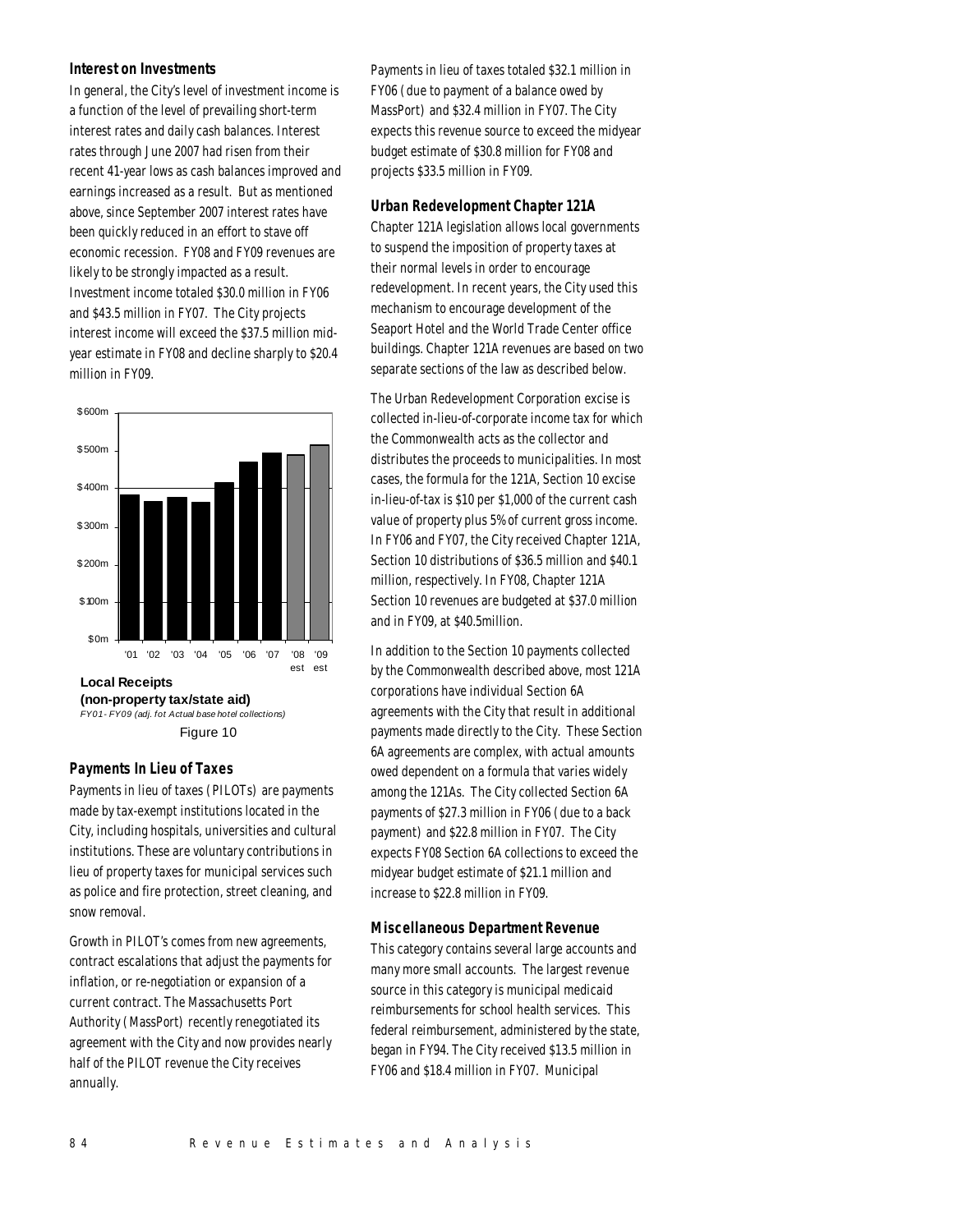### Interest on Investments

In general, the City's level of investment income is a function of the level of prevailing short-term interest rates and daily cash balances. Interest rates through June 2007 had risen from their recent 41-year lows as cash balances improved and earnings increased as a result. But as mentioned above, since September 2007 interest rates have been quickly reduced in an effort to stave off economic recession. FY08 and FY09 revenues are likely to be strongly impacted as a result. Investment income totaled $30.0 million in FY06 and $43.5 million in FY07. The City projects interest income will exceed the $37.5 million mid-year estimate in FY08 and decline sharply to $20.4 million in FY09.

**Local Receipts (non-property tax/state aid)**

*FY01 - FY09 (adj. fot Actual base hotel collections)*

Figure 10

### Payments In Lieu of Taxes

Payments in lieu of taxes (PILOTs) are payments made by tax-exempt institutions located in the City, including hospitals, universities and cultural institutions. These are voluntary contributions in lieu of property taxes for municipal services such as police and fire protection, street cleaning, and snow removal.

Growth in PILOT's comes from new agreements, contract escalations that adjust the payments for inflation, or re-negotiation or expansion of a current contract. The Massachusetts Port Authority (MassPort) recently renegotiated its agreement with the City and now provides nearly half of the PILOT revenue the City receives annually.

Payments in lieu of taxes totaled $32.1 million in FY06 (due to payment of a balance owed by MassPort) and $32.4 million in FY07. The City expects this revenue source to exceed the midyear budget estimate of $30.8 million for FY08 and projects $33.5 million in FY09.

### Urban Redevelopment Chapter 121A

Chapter 121A legislation allows local governments to suspend the imposition of property taxes at their normal levels in order to encourage redevelopment. In recent years, the City used this mechanism to encourage development of the Seaport Hotel and the World Trade Center office buildings. Chapter 121A revenues are based on two separate sections of the law as described below.

The Urban Redevelopment Corporation excise is collected in-lieu-of-corporate income tax for which the Commonwealth acts as the collector and distributes the proceeds to municipalities. In most cases, the formula for the 121A, Section 10 excise in-lieu-of-tax is $10 per $1,000 of the current cash value of property plus 5% of current gross income. In FY06 and FY07, the City received Chapter 121A, Section 10 distributions of $36.5 million and $40.1 million, respectively. In FY08, Chapter 121A Section 10 revenues are budgeted at $37.0 million and in FY09, at $40.5million.

In addition to the Section 10 payments collected by the Commonwealth described above, most 121A corporations have individual Section 6A agreements with the City that result in additional payments made directly to the City. These Section 6A agreements are complex, with actual amounts owed dependent on a formula that varies widely among the 121As. The City collected Section 6A payments of $27.3 million in FY06 (due to a back payment) and $22.8 million in FY07. The City expects FY08 Section 6A collections to exceed the midyear budget estimate of $21.1 million and increase to $22.8 million in FY09.

### Miscellaneous Department Revenue

This category contains several large accounts and many more small accounts. The largest revenue source in this category is municipal medicaid reimbursements for school health services. This federal reimbursement, administered by the state, began in FY94. The City received $13.5 million in FY06 and $18.4 million in FY07. Municipal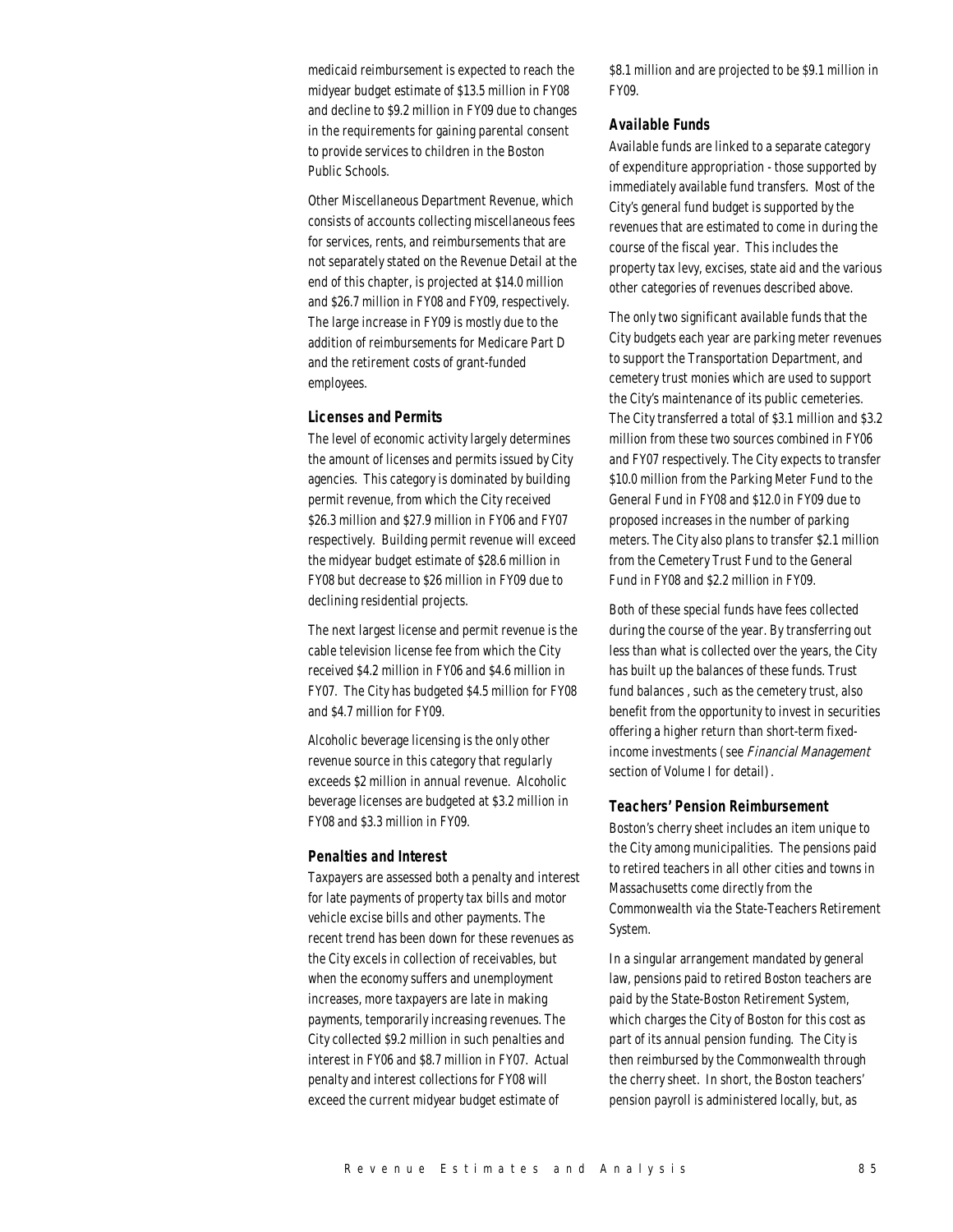medicaid reimbursement is expected to reach the midyear budget estimate of $13.5 million in FY08 and decline to $9.2 million in FY09 due to changes in the requirements for gaining parental consent to provide services to children in the Boston Public Schools.

Other Miscellaneous Department Revenue, which consists of accounts collecting miscellaneous fees for services, rents, and reimbursements that are not separately stated on the Revenue Detail at the end of this chapter, is projected at $14.0 million and $26.7 million in FY08 and FY09, respectively. The large increase in FY09 is mostly due to the addition of reimbursements for Medicare Part D and the retirement costs of grant-funded employees.

### Licenses and Permits

The level of economic activity largely determines the amount of licenses and permits issued by City agencies. This category is dominated by building permit revenue, from which the City received $26.3 million and $27.9 million in FY06 and FY07 respectively. Building permit revenue will exceed the midyear budget estimate of $28.6 million in FY08 but decrease to $26 million in FY09 due to declining residential projects.

The next largest license and permit revenue is the cable television license fee from which the City received $4.2 million in FY06 and $4.6 million in FY07. The City has budgeted $4.5 million for FY08 and $4.7 million for FY09.

Alcoholic beverage licensing is the only other revenue source in this category that regularly exceeds $2 million in annual revenue. Alcoholic beverage licenses are budgeted at $3.2 million in FY08 and $3.3 million in FY09.

### Penalties and Interest

Taxpayers are assessed both a penalty and interest for late payments of property tax bills and motor vehicle excise bills and other payments. The recent trend has been down for these revenues as the City excels in collection of receivables, but when the economy suffers and unemployment increases, more taxpayers are late in making payments, temporarily increasing revenues. The City collected $9.2 million in such penalties and interest in FY06 and $8.7 million in FY07. Actual penalty and interest collections for FY08 will exceed the current midyear budget estimate of $8.1 million and are projected to be $9.1 million in FY09.

### Available Funds

Available funds are linked to a separate category of expenditure appropriation - those supported by immediately available fund transfers. Most of the City's general fund budget is supported by the revenues that are estimated to come in during the course of the fiscal year. This includes the property tax levy, excises, state aid and the various other categories of revenues described above.

The only two significant available funds that the City budgets each year are parking meter revenues to support the Transportation Department, and cemetery trust monies which are used to support the City's maintenance of its public cemeteries. The City transferred a total of $3.1 million and $3.2 million from these two sources combined in FY06 and FY07 respectively. The City expects to transfer $10.0 million from the Parking Meter Fund to the General Fund in FY08 and $12.0 in FY09 due to proposed increases in the number of parking meters. The City also plans to transfer $2.1 million from the Cemetery Trust Fund to the General Fund in FY08 and $2.2 million in FY09.

Both of these special funds have fees collected during the course of the year. By transferring out less than what is collected over the years, the City has built up the balances of these funds. Trust fund balances , such as the cemetery trust, also benefit from the opportunity to invest in securities offering a higher return than short-term fixed-income investments (see *Financial Management* section of Volume I for detail).

### Teachers' Pension Reimbursement

Boston's cherry sheet includes an item unique to the City among municipalities. The pensions paid to retired teachers in all other cities and towns in Massachusetts come directly from the Commonwealth via the State-Teachers Retirement System.

In a singular arrangement mandated by general law, pensions paid to retired Boston teachers are paid by the State-Boston Retirement System, which charges the City of Boston for this cost as part of its annual pension funding. The City is then reimbursed by the Commonwealth through the cherry sheet. In short, the Boston teachers' pension payroll is administered locally, but, as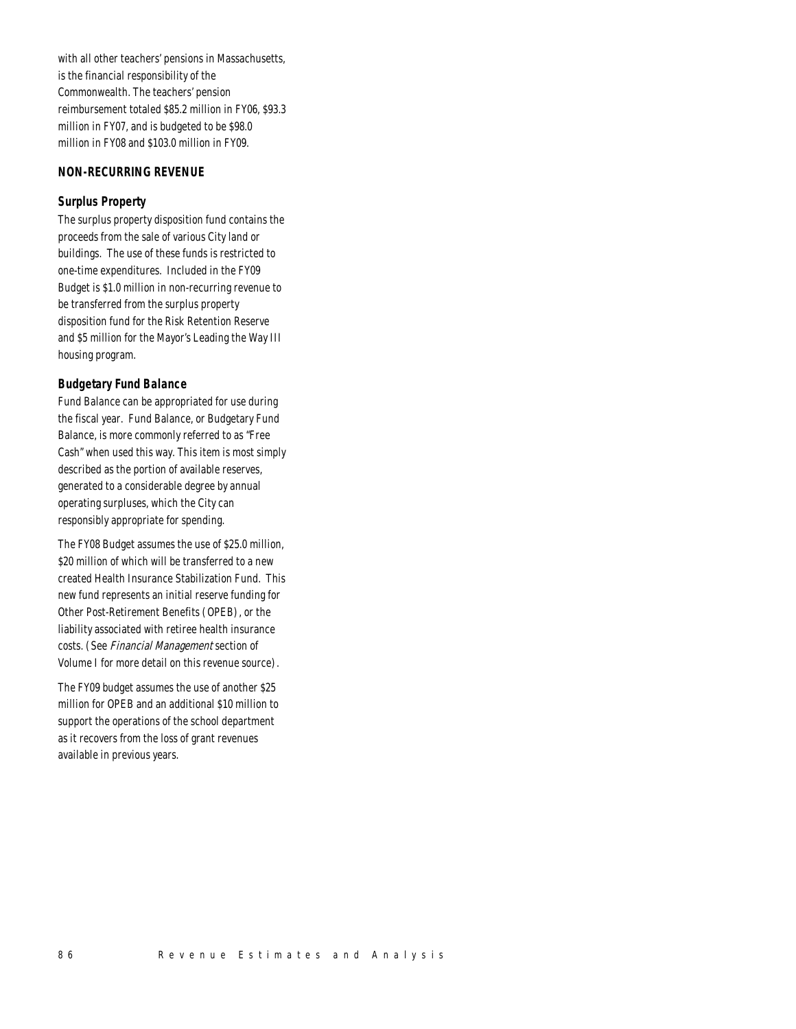with all other teachers' pensions in Massachusetts, is the financial responsibility of the Commonwealth. The teachers' pension reimbursement totaled $85.2 million in FY06, $93.3 million in FY07, and is budgeted to be $98.0 million in FY08 and $103.0 million in FY09.

## NON-RECURRING REVENUE

### Surplus Property

The surplus property disposition fund contains the proceeds from the sale of various City land or buildings. The use of these funds is restricted to one-time expenditures. Included in the FY09 Budget is $1.0 million in non-recurring revenue to be transferred from the surplus property disposition fund for the Risk Retention Reserve and $5 million for the Mayor's Leading the Way III housing program.

### Budgetary Fund Balance

Fund Balance can be appropriated for use during the fiscal year. Fund Balance, or Budgetary Fund Balance, is more commonly referred to as "Free Cash" when used this way. This item is most simply described as the portion of available reserves, generated to a considerable degree by annual operating surpluses, which the City can responsibly appropriate for spending.

The FY08 Budget assumes the use of $25.0 million, $20 million of which will be transferred to a new created Health Insurance Stabilization Fund. This new fund represents an initial reserve funding for Other Post-Retirement Benefits (OPEB), or the liability associated with retiree health insurance costs. (See *Financial Management* section of Volume I for more detail on this revenue source).

The FY09 budget assumes the use of another $25 million for OPEB and an additional $10 million to support the operations of the school department as it recovers from the loss of grant revenues available in previous years.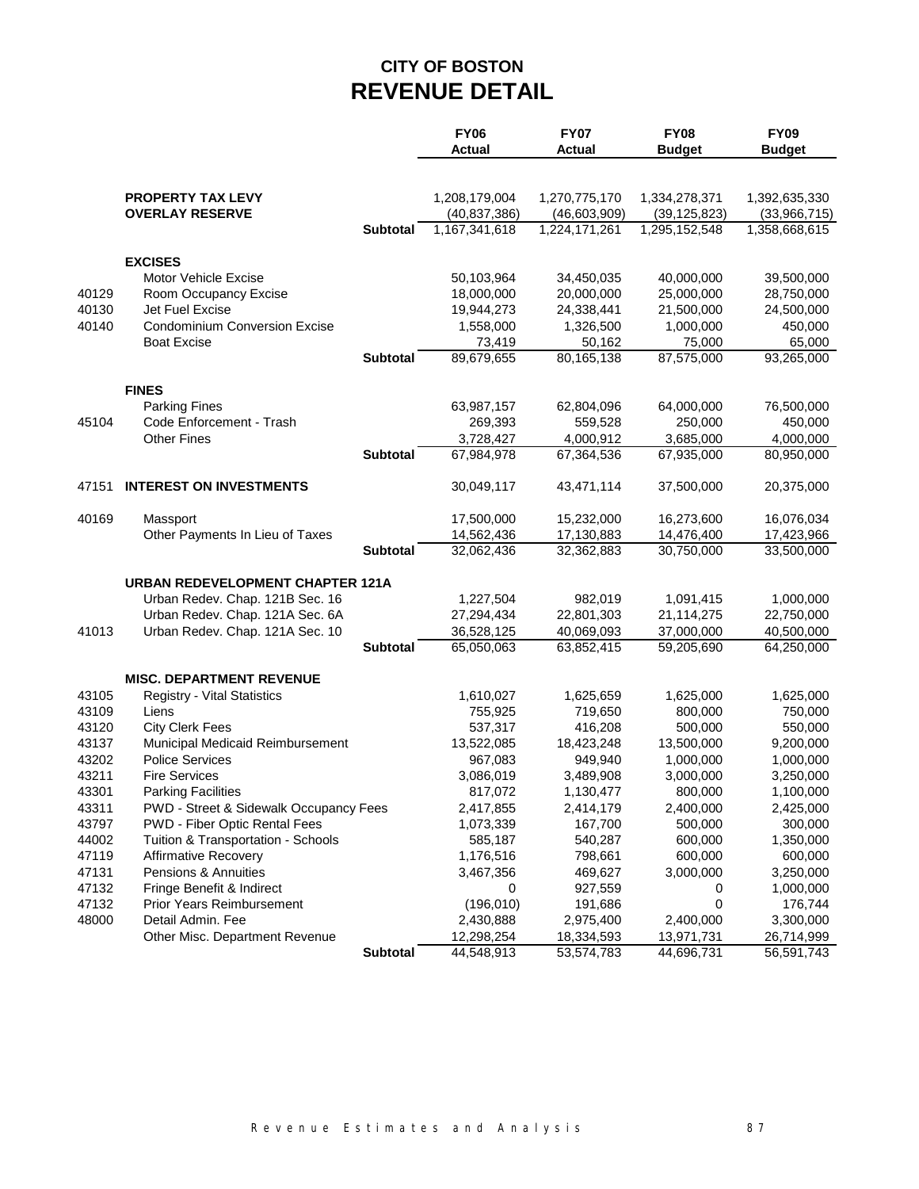# CITY OF BOSTON
# REVENUE DETAIL

| | | | FY06 Actual | FY07 Actual | FY08 Budget | FY09 Budget |
|---|---|---|---|---|---|---|
| | **PROPERTY TAX LEVY** | | 1,208,179,004 | 1,270,775,170 | 1,334,278,371 | 1,392,635,330 |
| | **OVERLAY RESERVE** | | (40,837,386) | (46,603,909) | (39,125,823) | (33,966,715) |
| | | **Subtotal** | 1,167,341,618 | 1,224,171,261 | 1,295,152,548 | 1,358,668,615 |
| | **EXCISES** | | | | | |
| | Motor Vehicle Excise | | 50,103,964 | 34,450,035 | 40,000,000 | 39,500,000 |
| 40129 | Room Occupancy Excise | | 18,000,000 | 20,000,000 | 25,000,000 | 28,750,000 |
| 40130 | Jet Fuel Excise | | 19,944,273 | 24,338,441 | 21,500,000 | 24,500,000 |
| 40140 | Condominium Conversion Excise | | 1,558,000 | 1,326,500 | 1,000,000 | 450,000 |
| | Boat Excise | | 73,419 | 50,162 | 75,000 | 65,000 |
| | | **Subtotal** | 89,679,655 | 80,165,138 | 87,575,000 | 93,265,000 |
| | **FINES** | | | | | |
| | Parking Fines | | 63,987,157 | 62,804,096 | 64,000,000 | 76,500,000 |
| 45104 | Code Enforcement - Trash | | 269,393 | 559,528 | 250,000 | 450,000 |
| | Other Fines | | 3,728,427 | 4,000,912 | 3,685,000 | 4,000,000 |
| | | **Subtotal** | 67,984,978 | 67,364,536 | 67,935,000 | 80,950,000 |
| 47151 | **INTEREST ON INVESTMENTS** | | 30,049,117 | 43,471,114 | 37,500,000 | 20,375,000 |
| 40169 | Massport | | 17,500,000 | 15,232,000 | 16,273,600 | 16,076,034 |
| | Other Payments In Lieu of Taxes | | 14,562,436 | 17,130,883 | 14,476,400 | 17,423,966 |
| | | **Subtotal** | 32,062,436 | 32,362,883 | 30,750,000 | 33,500,000 |
| | **URBAN REDEVELOPMENT CHAPTER 121A** | | | | | |
| | Urban Redev. Chap. 121B Sec. 16 | | 1,227,504 | 982,019 | 1,091,415 | 1,000,000 |
| | Urban Redev. Chap. 121A Sec. 6A | | 27,294,434 | 22,801,303 | 21,114,275 | 22,750,000 |
| 41013 | Urban Redev. Chap. 121A Sec. 10 | | 36,528,125 | 40,069,093 | 37,000,000 | 40,500,000 |
| | | **Subtotal** | 65,050,063 | 63,852,415 | 59,205,690 | 64,250,000 |
| | **MISC. DEPARTMENT REVENUE** | | | | | |
| 43105 | Registry - Vital Statistics | | 1,610,027 | 1,625,659 | 1,625,000 | 1,625,000 |
| 43109 | Liens | | 755,925 | 719,650 | 800,000 | 750,000 |
| 43120 | City Clerk Fees | | 537,317 | 416,208 | 500,000 | 550,000 |
| 43137 | Municipal Medicaid Reimbursement | | 13,522,085 | 18,423,248 | 13,500,000 | 9,200,000 |
| 43202 | Police Services | | 967,083 | 949,940 | 1,000,000 | 1,000,000 |
| 43211 | Fire Services | | 3,086,019 | 3,489,908 | 3,000,000 | 3,250,000 |
| 43301 | Parking Facilities | | 817,072 | 1,130,477 | 800,000 | 1,100,000 |
| 43311 | PWD - Street & Sidewalk Occupancy Fees | | 2,417,855 | 2,414,179 | 2,400,000 | 2,425,000 |
| 43797 | PWD - Fiber Optic Rental Fees | | 1,073,339 | 167,700 | 500,000 | 300,000 |
| 44002 | Tuition & Transportation - Schools | | 585,187 | 540,287 | 600,000 | 1,350,000 |
| 47119 | Affirmative Recovery | | 1,176,516 | 798,661 | 600,000 | 600,000 |
| 47131 | Pensions & Annuities | | 3,467,356 | 469,627 | 3,000,000 | 3,250,000 |
| 47132 | Fringe Benefit & Indirect | | 0 | 927,559 | 0 | 1,000,000 |
| 47132 | Prior Years Reimbursement | | (196,010) | 191,686 | 0 | 176,744 |
| 48000 | Detail Admin. Fee | | 2,430,888 | 2,975,400 | 2,400,000 | 3,300,000 |
| | Other Misc. Department Revenue | | 12,298,254 | 18,334,593 | 13,971,731 | 26,714,999 |
| | | **Subtotal** | 44,548,913 | 53,574,783 | 44,696,731 | 56,591,743 |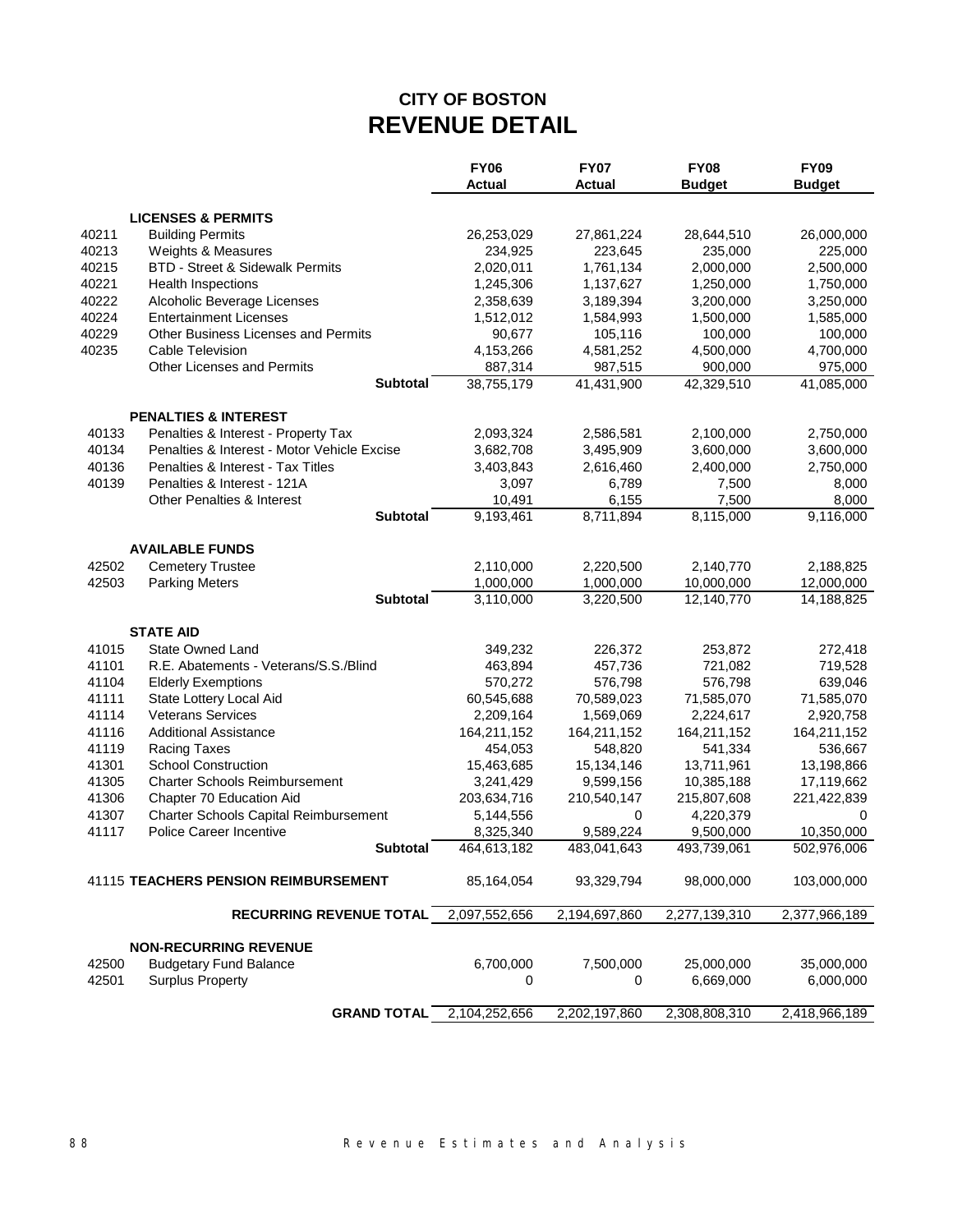# CITY OF BOSTON

## REVENUE DETAIL

| | | FY06 Actual | FY07 Actual | FY08 Budget | FY09 Budget |
|---|---|---|---|---|---|
| | **LICENSES & PERMITS** | | | | |
| 40211 | Building Permits | 26,253,029 | 27,861,224 | 28,644,510 | 26,000,000 |
| 40213 | Weights & Measures | 234,925 | 223,645 | 235,000 | 225,000 |
| 40215 | BTD - Street & Sidewalk Permits | 2,020,011 | 1,761,134 | 2,000,000 | 2,500,000 |
| 40221 | Health Inspections | 1,245,306 | 1,137,627 | 1,250,000 | 1,750,000 |
| 40222 | Alcoholic Beverage Licenses | 2,358,639 | 3,189,394 | 3,200,000 | 3,250,000 |
| 40224 | Entertainment Licenses | 1,512,012 | 1,584,993 | 1,500,000 | 1,585,000 |
| 40229 | Other Business Licenses and Permits | 90,677 | 105,116 | 100,000 | 100,000 |
| 40235 | Cable Television | 4,153,266 | 4,581,252 | 4,500,000 | 4,700,000 |
| | Other Licenses and Permits | 887,314 | 987,515 | 900,000 | 975,000 |
| | **Subtotal** | 38,755,179 | 41,431,900 | 42,329,510 | 41,085,000 |
| | **PENALTIES & INTEREST** | | | | |
| 40133 | Penalties & Interest - Property Tax | 2,093,324 | 2,586,581 | 2,100,000 | 2,750,000 |
| 40134 | Penalties & Interest - Motor Vehicle Excise | 3,682,708 | 3,495,909 | 3,600,000 | 3,600,000 |
| 40136 | Penalties & Interest - Tax Titles | 3,403,843 | 2,616,460 | 2,400,000 | 2,750,000 |
| 40139 | Penalties & Interest - 121A | 3,097 | 6,789 | 7,500 | 8,000 |
| | Other Penalties & Interest | 10,491 | 6,155 | 7,500 | 8,000 |
| | **Subtotal** | 9,193,461 | 8,711,894 | 8,115,000 | 9,116,000 |
| | **AVAILABLE FUNDS** | | | | |
| 42502 | Cemetery Trustee | 2,110,000 | 2,220,500 | 2,140,770 | 2,188,825 |
| 42503 | Parking Meters | 1,000,000 | 1,000,000 | 10,000,000 | 12,000,000 |
| | **Subtotal** | 3,110,000 | 3,220,500 | 12,140,770 | 14,188,825 |
| | **STATE AID** | | | | |
| 41015 | State Owned Land | 349,232 | 226,372 | 253,872 | 272,418 |
| 41101 | R.E. Abatements - Veterans/S.S./Blind | 463,894 | 457,736 | 721,082 | 719,528 |
| 41104 | Elderly Exemptions | 570,272 | 576,798 | 576,798 | 639,046 |
| 41111 | State Lottery Local Aid | 60,545,688 | 70,589,023 | 71,585,070 | 71,585,070 |
| 41114 | Veterans Services | 2,209,164 | 1,569,069 | 2,224,617 | 2,920,758 |
| 41116 | Additional Assistance | 164,211,152 | 164,211,152 | 164,211,152 | 164,211,152 |
| 41119 | Racing Taxes | 454,053 | 548,820 | 541,334 | 536,667 |
| 41301 | School Construction | 15,463,685 | 15,134,146 | 13,711,961 | 13,198,866 |
| 41305 | Charter Schools Reimbursement | 3,241,429 | 9,599,156 | 10,385,188 | 17,119,662 |
| 41306 | Chapter 70 Education Aid | 203,634,716 | 210,540,147 | 215,807,608 | 221,422,839 |
| 41307 | Charter Schools Capital Reimbursement | 5,144,556 | 0 | 4,220,379 | 0 |
| 41117 | Police Career Incentive | 8,325,340 | 9,589,224 | 9,500,000 | 10,350,000 |
| | **Subtotal** | 464,613,182 | 483,041,643 | 493,739,061 | 502,976,006 |
| 41115 | **TEACHERS PENSION REIMBURSEMENT** | 85,164,054 | 93,329,794 | 98,000,000 | 103,000,000 |
| | **RECURRING REVENUE TOTAL** | 2,097,552,656 | 2,194,697,860 | 2,277,139,310 | 2,377,966,189 |
| | **NON-RECURRING REVENUE** | | | | |
| 42500 | Budgetary Fund Balance | 6,700,000 | 7,500,000 | 25,000,000 | 35,000,000 |
| 42501 | Surplus Property | 0 | 0 | 6,669,000 | 6,000,000 |
| | **GRAND TOTAL** | 2,104,252,656 | 2,202,197,860 | 2,308,808,310 | 2,418,966,189 |